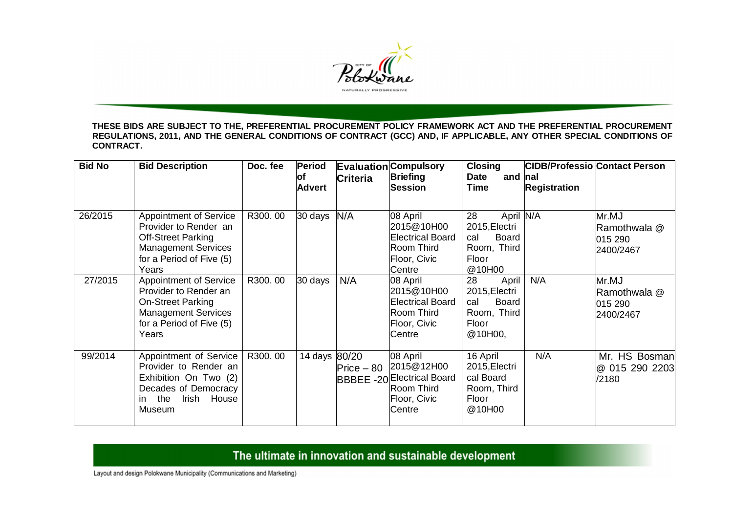**THESE BIDS ARE SUBJECT TO THE, PREFERENTIAL PROCUREMENT POLICY FRAMEWORK ACT AND THE PREFERENTIAL PROCUREMENT REGULATIONS, 2011, AND THE GENERAL CONDITIONS OF CONTRACT (GCC) AND, IF APPLICABLE, ANY OTHER SPECIAL CONDITIONS OF CONTRACT.**

| Bid No | Bid Description | Doc. fee | Period of Advert | Evaluation Criteria | Compulsory Briefing Session | Closing Date and Time | CIDB/Professional Registration | Contact Person |
|---|---|---|---|---|---|---|---|---|
| 26/2015 | Appointment of Service Provider to Render an Off-Street Parking Management Services for a Period of Five (5) Years | R300. 00 | 30 days | N/A | 08 April 2015@10H00 Electrical Board Room Third Floor, Civic Centre | 28 April 2015,Electrical Board Room, Third Floor @10H00 | N/A | Mr.MJ Ramothwala @ 015 290 2400/2467 |
| 27/2015 | Appointment of Service Provider to Render an On-Street Parking Management Services for a Period of Five (5) Years | R300. 00 | 30 days | N/A | 08 April 2015@10H00 Electrical Board Room Third Floor, Civic Centre | 28 April 2015,Electrical Board Room, Third Floor @10H00, | N/A | Mr.MJ Ramothwala @ 015 290 2400/2467 |
| 99/2014 | Appointment of Service Provider to Render an Exhibition On Two (2) Decades of Democracy in the Irish House Museum | R300. 00 | 14 days | 80/20 Price – 80 BBBEE -20 | 08 April 2015@12H00 Electrical Board Room Third Floor, Civic Centre | 16 April 2015,Electrical Board Room, Third Floor @10H00 | N/A | Mr. HS Bosman @ 015 290 2203 /2180 |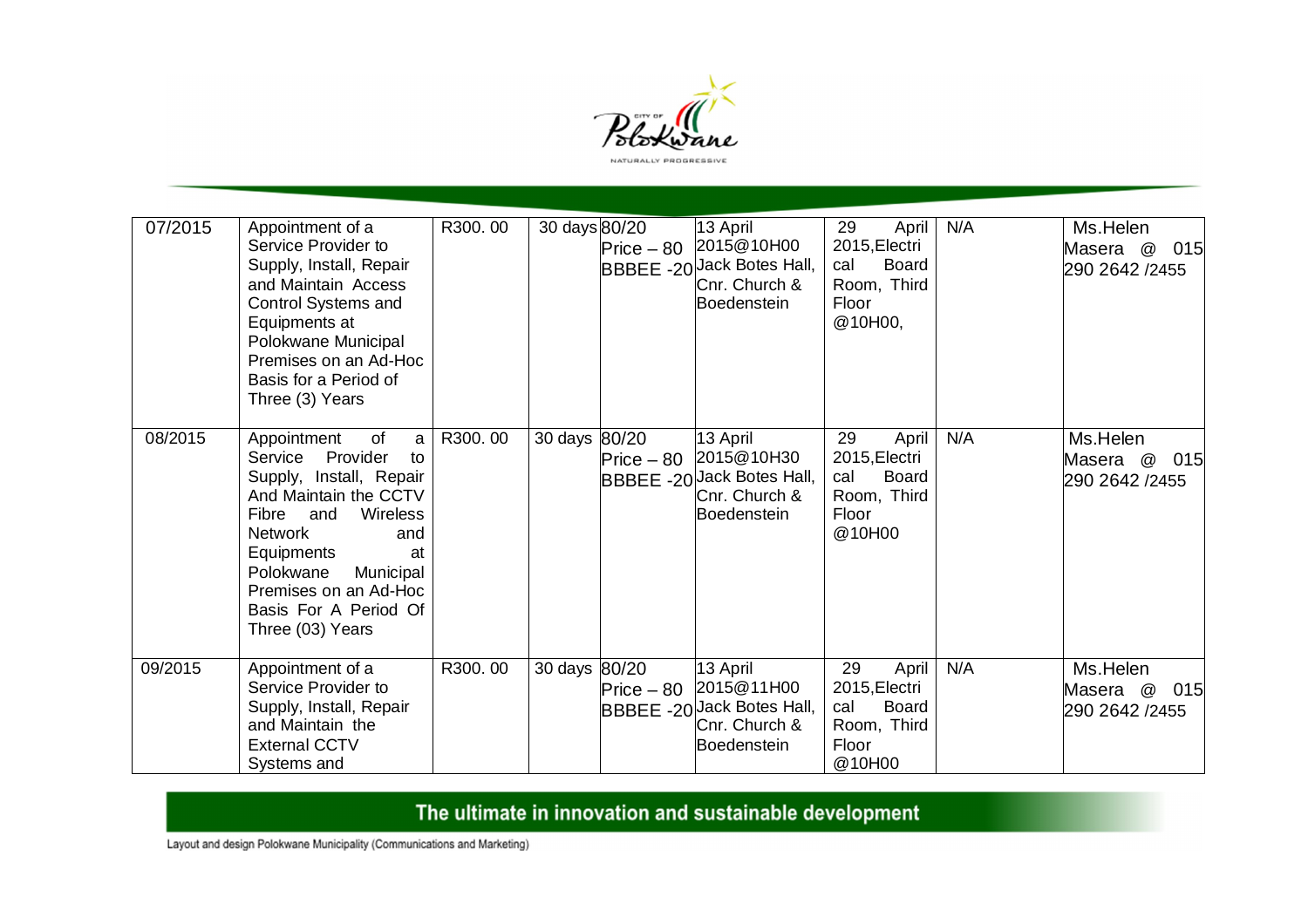| | | | | | | | | |
|---|---|---|---|---|---|---|---|---|
| 07/2015 | Appointment of a Service Provider to Supply, Install, Repair and Maintain Access Control Systems and Equipments at Polokwane Municipal Premises on an Ad-Hoc Basis for a Period of Three (3) Years | R300. 00 | 30 days | 80/20 Price – 80 BBBEE -20 | 13 April 2015@10H00 Jack Botes Hall, Cnr. Church & Boedenstein | 29 April 2015,Electrical Board Room, Third Floor @10H00, | N/A | Ms.Helen Masera @ 015 290 2642 /2455 |
| 08/2015 | Appointment of a Service Provider to Supply, Install, Repair And Maintain the CCTV Fibre and Wireless Network and Equipments at Polokwane Municipal Premises on an Ad-Hoc Basis For A Period Of Three (03) Years | R300. 00 | 30 days | 80/20 Price – 80 BBBEE -20 | 13 April 2015@10H30 Jack Botes Hall, Cnr. Church & Boedenstein | 29 April 2015,Electrical Board Room, Third Floor @10H00 | N/A | Ms.Helen Masera @ 015 290 2642 /2455 |
| 09/2015 | Appointment of a Service Provider to Supply, Install, Repair and Maintain the External CCTV Systems and | R300. 00 | 30 days | 80/20 Price – 80 BBBEE -20 | 13 April 2015@11H00 Jack Botes Hall, Cnr. Church & Boedenstein | 29 April 2015,Electrical Board Room, Third Floor @10H00 | N/A | Ms.Helen Masera @ 015 290 2642 /2455 |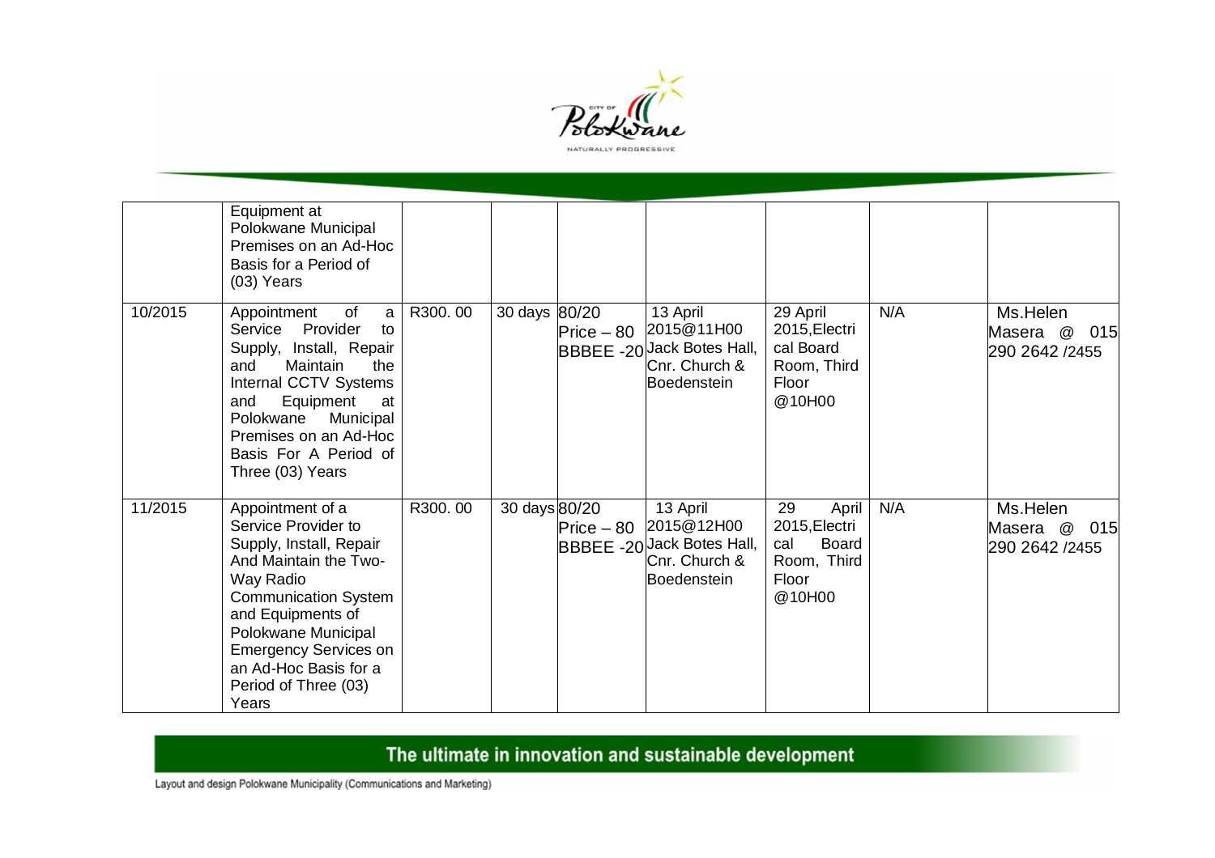| | | | | | | | | |
|---|---|---|---|---|---|---|---|---|
| | Equipment at Polokwane Municipal Premises on an Ad-Hoc Basis for a Period of (03) Years | | | | | | | |
| 10/2015 | Appointment of a Service Provider to Supply, Install, Repair and Maintain the Internal CCTV Systems and Equipment at Polokwane Municipal Premises on an Ad-Hoc Basis For A Period of Three (03) Years | R300. 00 | 30 days | 80/20 Price – 80 BBBEE -20 | 13 April 2015@11H00 Jack Botes Hall, Cnr. Church & Boedenstein | 29 April 2015,Electrical Board Room, Third Floor @10H00 | N/A | Ms.Helen Masera @ 015 290 2642 /2455 |
| 11/2015 | Appointment of a Service Provider to Supply, Install, Repair And Maintain the Two-Way Radio Communication System and Equipments of Polokwane Municipal Emergency Services on an Ad-Hoc Basis for a Period of Three (03) Years | R300. 00 | 30 days | 80/20 Price – 80 BBBEE -20 | 13 April 2015@12H00 Jack Botes Hall, Cnr. Church & Boedenstein | 29 April 2015,Electrical Board Room, Third Floor @10H00 | N/A | Ms.Helen Masera @ 015 290 2642 /2455 |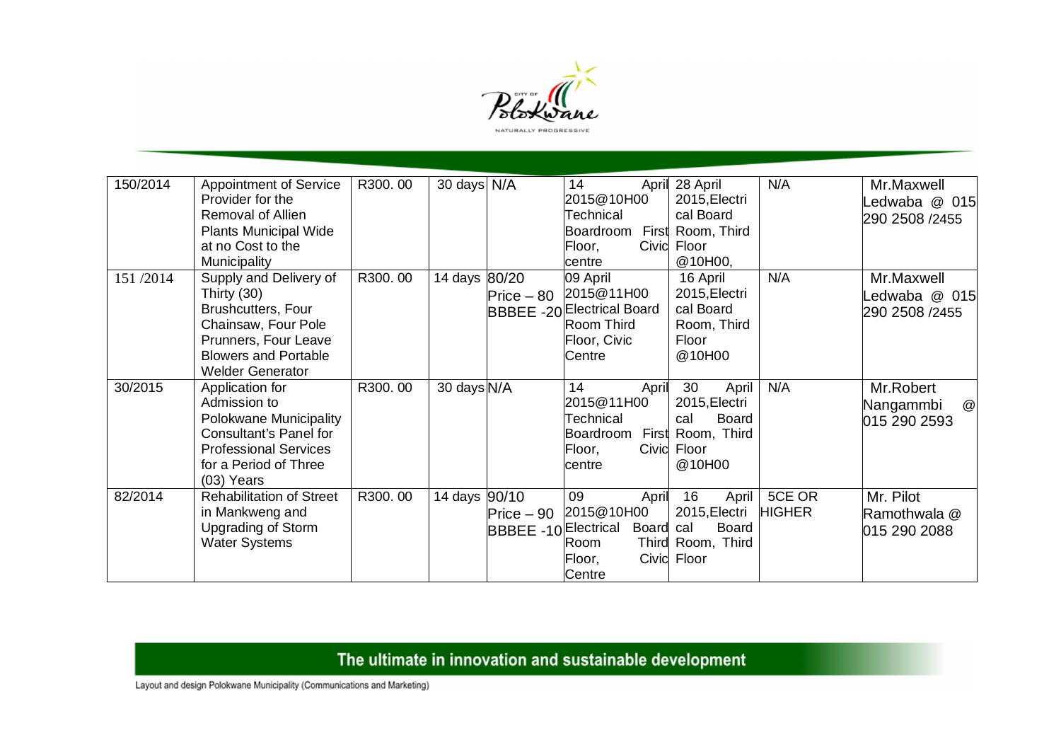| 150/2014 | Appointment of Service Provider for the Removal of Allien Plants Municipal Wide at no Cost to the Municipality | R300. 00 | 30 days | N/A | 14 April 2015@10H00 Technical Boardroom First Floor, Civic centre | 28 April 2015,Electrical Board Room, Third Floor @10H00, | N/A | Mr.Maxwell Ledwaba @ 015 290 2508 /2455 |
|---|---|---|---|---|---|---|---|---|
| 151 /2014 | Supply and Delivery of Thirty (30) Brushcutters, Four Chainsaw, Four Pole Prunners, Four Leave Blowers and Portable Welder Generator | R300. 00 | 14 days | 80/20 Price – 80 BBBEE -20 | 09 April 2015@11H00 Electrical Board Room Third Floor, Civic Centre | 16 April 2015,Electrical Board Room, Third Floor @10H00 | N/A | Mr.Maxwell Ledwaba @ 015 290 2508 /2455 |
| 30/2015 | Application for Admission to Polokwane Municipality Consultant's Panel for Professional Services for a Period of Three (03) Years | R300. 00 | 30 days | N/A | 14 April 2015@11H00 Technical Boardroom First Floor, Civic centre | 30 April 2015,Electrical Board Room, Third Floor @10H00 | N/A | Mr.Robert Nangammbi @ 015 290 2593 |
| 82/2014 | Rehabilitation of Street in Mankweng and Upgrading of Storm Water Systems | R300. 00 | 14 days | 90/10 Price – 90 BBBEE -10 | 09 April 2015@10H00 Electrical Board Room Third Floor, Civic Centre | 16 April 2015,Electrical Board Room, Third Floor | 5CE OR HIGHER | Mr. Pilot Ramothwala @ 015 290 2088 |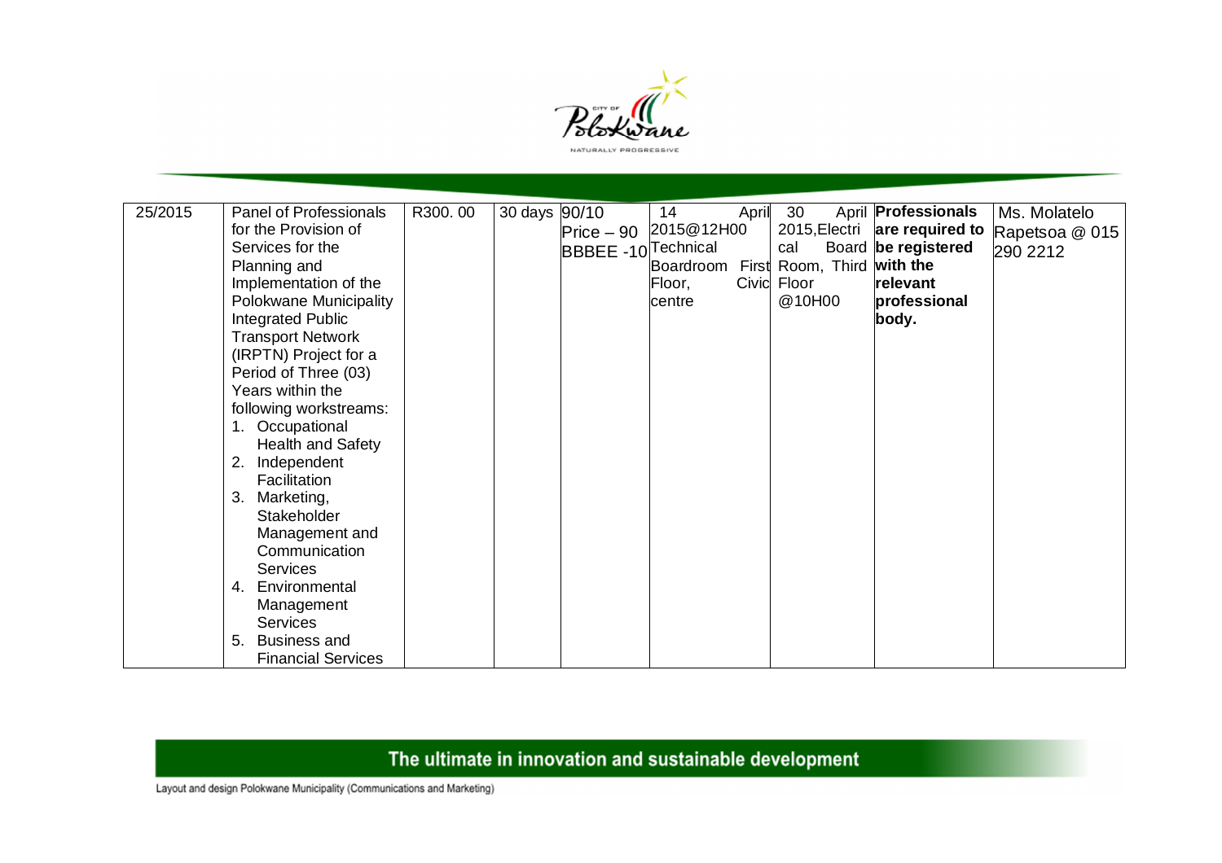| 25/2015 | Panel of Professionals for the Provision of Services for the Planning and Implementation of the Polokwane Municipality Integrated Public Transport Network (IRPTN) Project for a Period of Three (03) Years within the following workstreams:<br>1. Occupational Health and Safety<br>2. Independent Facilitation<br>3. Marketing, Stakeholder Management and Communication Services<br>4. Environmental Management Services<br>5. Business and Financial Services | R300. 00 | 30 days | 90/10<br>Price – 90<br>BBBEE -10 | 14 April 2015@12H00 Technical Boardroom First Floor, Civic centre | 30 April 2015,Electrical Board Room, Third Floor @10H00 | **Professionals are required to be registered with the relevant professional body.** | Ms. Molatelo Rapetsoa @ 015 290 2212 |
|---|---|---|---|---|---|---|---|---|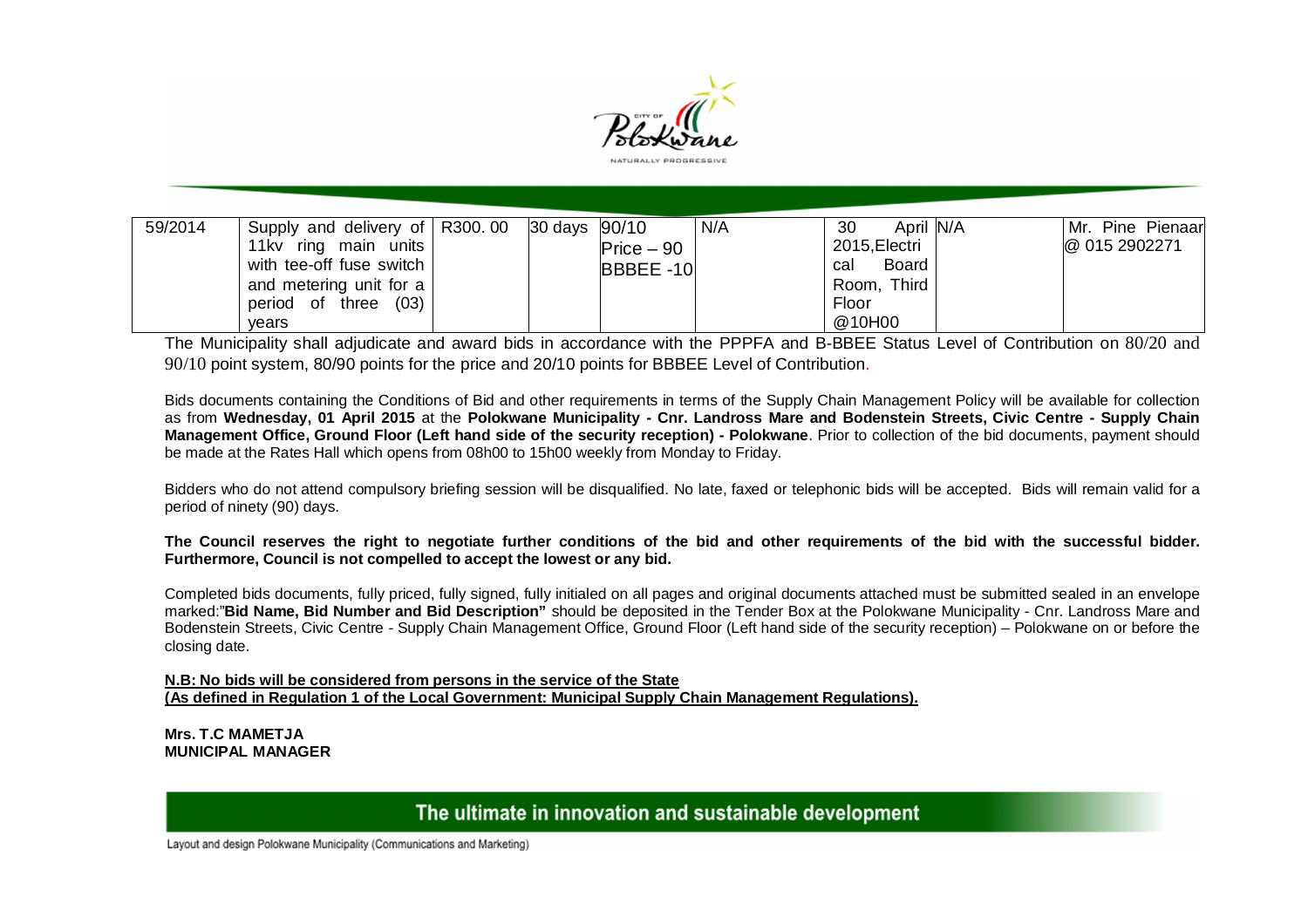| 59/2014 | Supply and delivery of 11kv ring main units with tee-off fuse switch and metering unit for a period of three (03) years | R300. 00 | 30 days | 90/10 Price – 90 BBBEE -10 | N/A | 30 April 2015,Electrical Board Room, Third Floor @10H00 | N/A | Mr. Pine Pienaar @ 015 2902271 |
|---|---|---|---|---|---|---|---|---|

The Municipality shall adjudicate and award bids in accordance with the PPPFA and B-BBEE Status Level of Contribution on 80/20 and 90/10 point system, 80/90 points for the price and 20/10 points for BBBEE Level of Contribution.

Bids documents containing the Conditions of Bid and other requirements in terms of the Supply Chain Management Policy will be available for collection as from **Wednesday, 01 April 2015** at the **Polokwane Municipality - Cnr. Landross Mare and Bodenstein Streets, Civic Centre - Supply Chain Management Office, Ground Floor (Left hand side of the security reception) - Polokwane**. Prior to collection of the bid documents, payment should be made at the Rates Hall which opens from 08h00 to 15h00 weekly from Monday to Friday.

Bidders who do not attend compulsory briefing session will be disqualified. No late, faxed or telephonic bids will be accepted. Bids will remain valid for a period of ninety (90) days.

**The Council reserves the right to negotiate further conditions of the bid and other requirements of the bid with the successful bidder. Furthermore, Council is not compelled to accept the lowest or any bid.**

Completed bids documents, fully priced, fully signed, fully initialed on all pages and original documents attached must be submitted sealed in an envelope marked:"**Bid Name, Bid Number and Bid Description"** should be deposited in the Tender Box at the Polokwane Municipality - Cnr. Landross Mare and Bodenstein Streets, Civic Centre - Supply Chain Management Office, Ground Floor (Left hand side of the security reception) – Polokwane on or before the closing date.

**N.B: No bids will be considered from persons in the service of the State**
**(As defined in Regulation 1 of the Local Government: Municipal Supply Chain Management Regulations).**

**Mrs. T.C MAMETJA**
**MUNICIPAL MANAGER**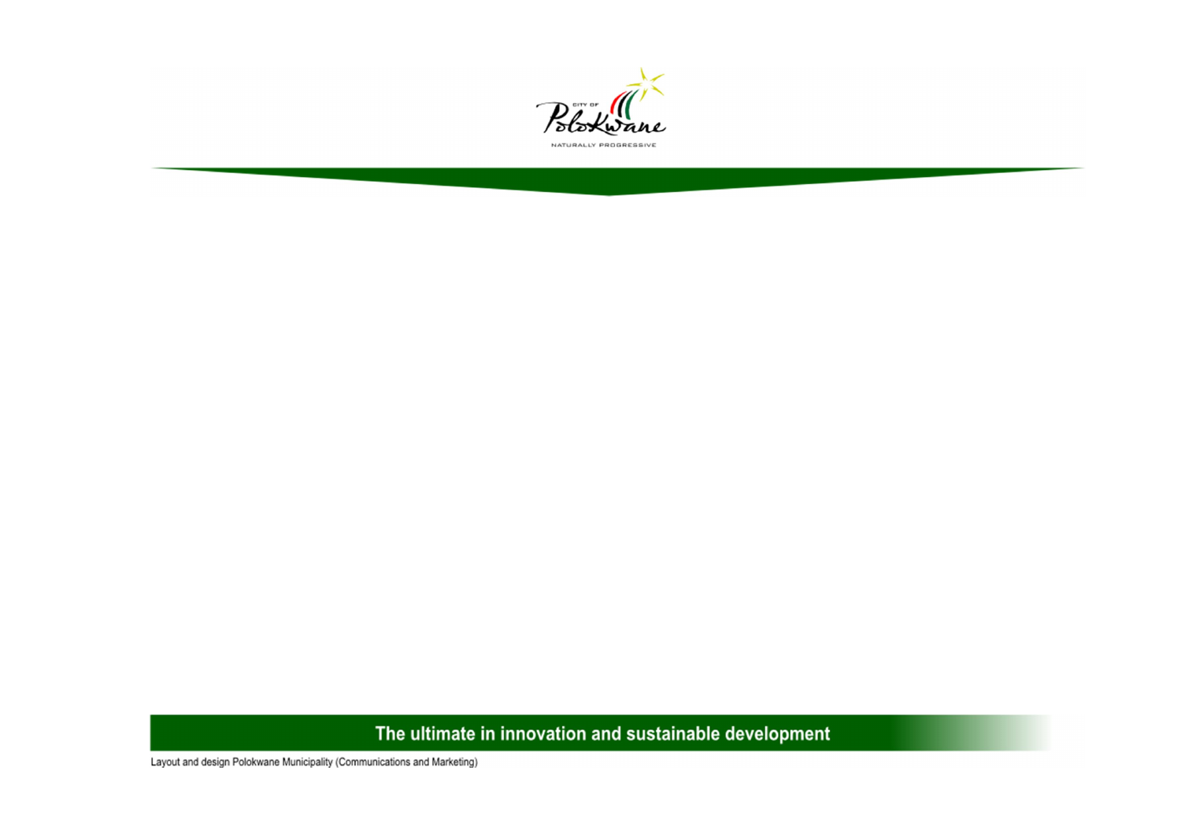The ultimate in innovation and sustainable development

Layout and design Polokwane Municipality (Communications and Marketing)